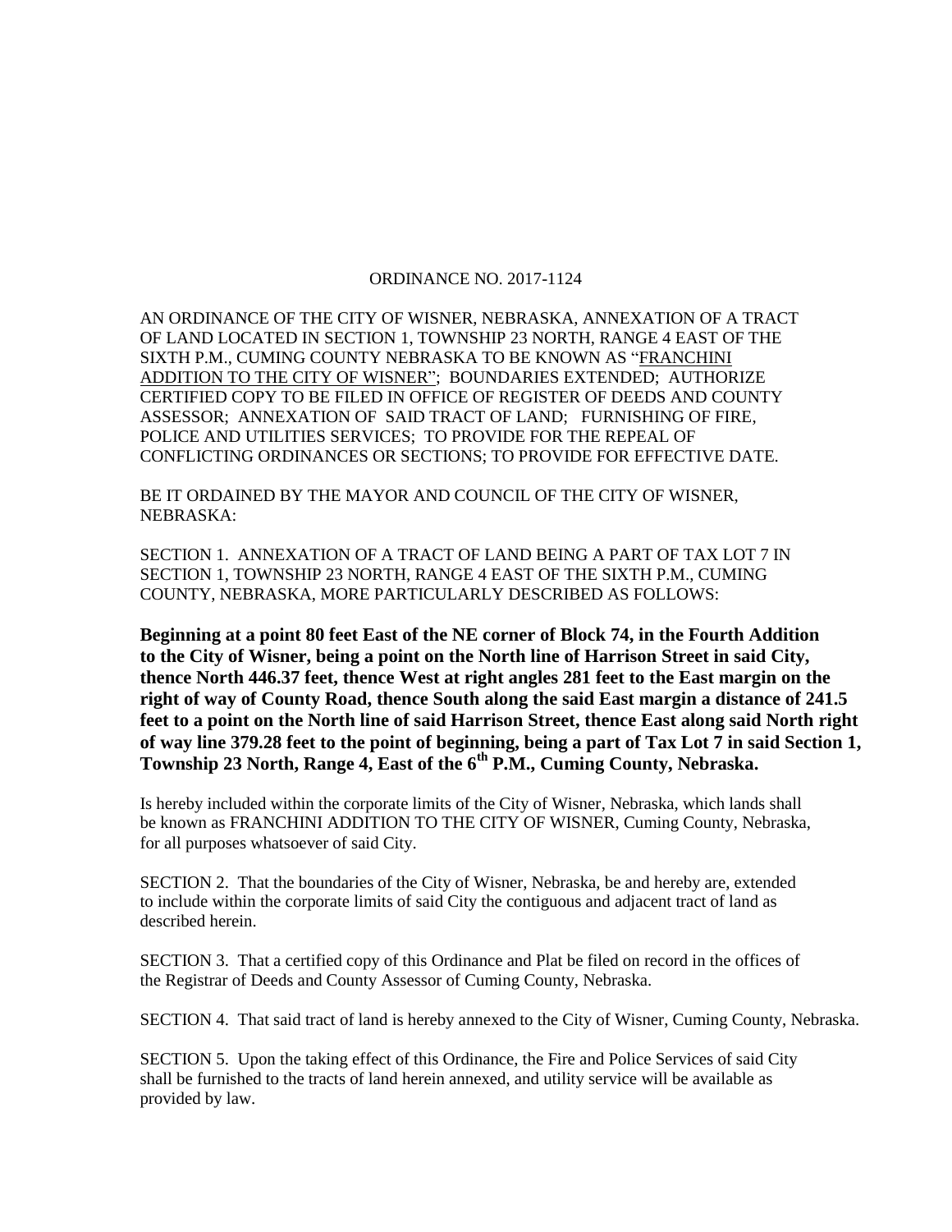# ORDINANCE NO. 2017-1124

AN ORDINANCE OF THE CITY OF WISNER, NEBRASKA, ANNEXATION OF A TRACT OF LAND LOCATED IN SECTION 1, TOWNSHIP 23 NORTH, RANGE 4 EAST OF THE SIXTH P.M., CUMING COUNTY NEBRASKA TO BE KNOWN AS "FRANCHINI ADDITION TO THE CITY OF WISNER"; BOUNDARIES EXTENDED; AUTHORIZE CERTIFIED COPY TO BE FILED IN OFFICE OF REGISTER OF DEEDS AND COUNTY ASSESSOR; ANNEXATION OF SAID TRACT OF LAND; FURNISHING OF FIRE, POLICE AND UTILITIES SERVICES; TO PROVIDE FOR THE REPEAL OF CONFLICTING ORDINANCES OR SECTIONS; TO PROVIDE FOR EFFECTIVE DATE.

BE IT ORDAINED BY THE MAYOR AND COUNCIL OF THE CITY OF WISNER, NEBRASKA:

SECTION 1. ANNEXATION OF A TRACT OF LAND BEING A PART OF TAX LOT 7 IN SECTION 1, TOWNSHIP 23 NORTH, RANGE 4 EAST OF THE SIXTH P.M., CUMING COUNTY, NEBRASKA, MORE PARTICULARLY DESCRIBED AS FOLLOWS:

**Beginning at a point 80 feet East of the NE corner of Block 74, in the Fourth Addition to the City of Wisner, being a point on the North line of Harrison Street in said City, thence North 446.37 feet, thence West at right angles 281 feet to the East margin on the right of way of County Road, thence South along the said East margin a distance of 241.5 feet to a point on the North line of said Harrison Street, thence East along said North right of way line 379.28 feet to the point of beginning, being a part of Tax Lot 7 in said Section 1, Township 23 North, Range 4, East of the 6th P.M., Cuming County, Nebraska.**

Is hereby included within the corporate limits of the City of Wisner, Nebraska, which lands shall be known as FRANCHINI ADDITION TO THE CITY OF WISNER, Cuming County, Nebraska, for all purposes whatsoever of said City.

SECTION 2. That the boundaries of the City of Wisner, Nebraska, be and hereby are, extended to include within the corporate limits of said City the contiguous and adjacent tract of land as described herein.

SECTION 3. That a certified copy of this Ordinance and Plat be filed on record in the offices of the Registrar of Deeds and County Assessor of Cuming County, Nebraska.

SECTION 4. That said tract of land is hereby annexed to the City of Wisner, Cuming County, Nebraska.

SECTION 5. Upon the taking effect of this Ordinance, the Fire and Police Services of said City shall be furnished to the tracts of land herein annexed, and utility service will be available as provided by law.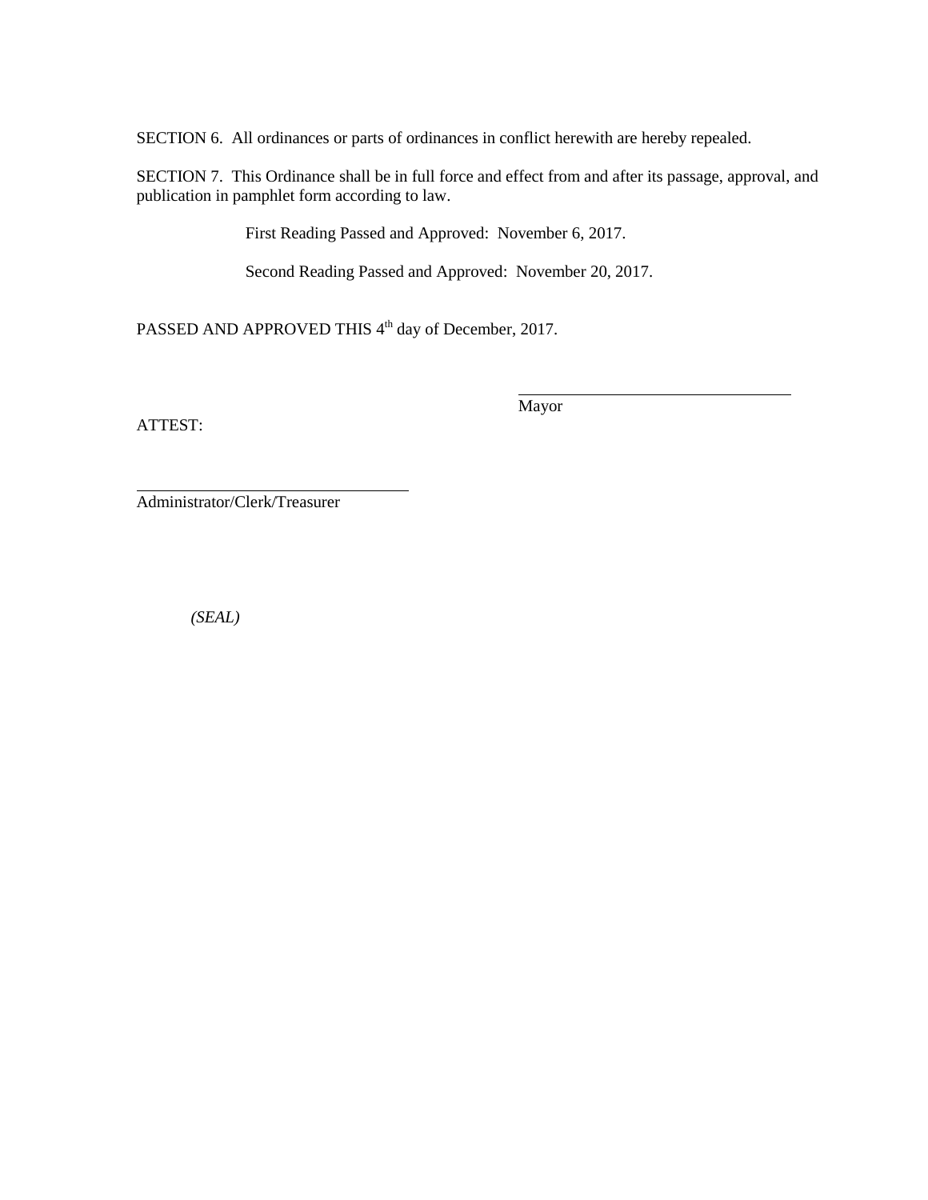SECTION 6. All ordinances or parts of ordinances in conflict herewith are hereby repealed.

SECTION 7. This Ordinance shall be in full force and effect from and after its passage, approval, and publication in pamphlet form according to law.

First Reading Passed and Approved: November 6, 2017.

Second Reading Passed and Approved: November 20, 2017.

PASSED AND APPROVED THIS 4th day of December, 2017.

\_\_\_\_\_\_\_\_\_\_\_\_\_\_\_\_\_\_\_\_\_\_\_\_\_\_\_\_\_\_\_\_\_\_
Mayor

ATTEST:

\_\_\_\_\_\_\_\_\_\_\_\_\_\_\_\_\_\_\_\_\_\_\_\_\_\_\_\_\_\_\_\_\_\_
Administrator/Clerk/Treasurer

*(SEAL)*